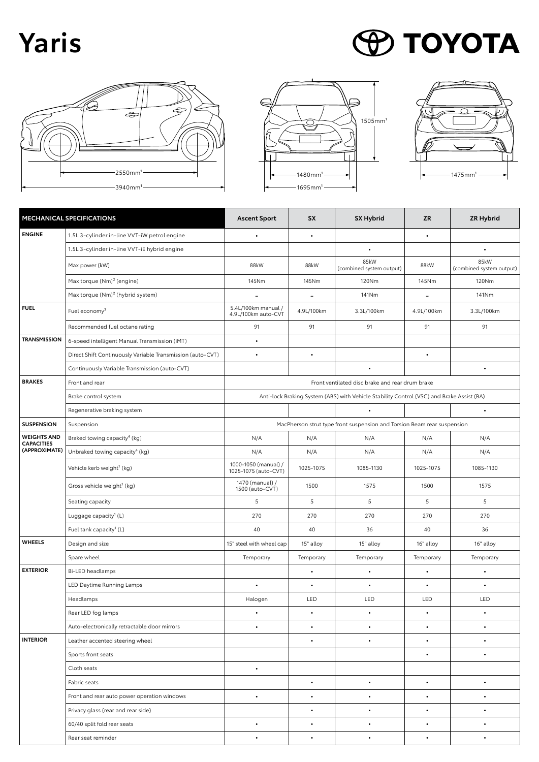# Yaris

TOYOTA

2550mm[1]

3940mm[1]

1505mm[1]

1480mm[1]

1695mm[1]

1475mm[1]

| MECHANICAL SPECIFICATIONS | | Ascent Sport | SX | SX Hybrid | ZR | ZR Hybrid |
|---|---|---|---|---|---|---|
| ENGINE | 1.5L 3-cylinder in-line VVT-iW petrol engine | • | • | | • | |
| | 1.5L 3-cylinder in-line VVT-iE hybrid engine | | | • | | • |
| | Max power (kW) | 88kW | 88kW | 85kW (combined system output) | 88kW | 85kW (combined system output) |
| | Max torque (Nm)[2] (engine) | 145Nm | 145Nm | 120Nm | 145Nm | 120Nm |
| | Max torque (Nm)[2] (hybrid system) | – | – | 141Nm | – | 141Nm |
| FUEL | Fuel economy[3] | 5.4L/100km manual / 4.9L/100km auto-CVT | 4.9L/100km | 3.3L/100km | 4.9L/100km | 3.3L/100km |
| | Recommended fuel octane rating | 91 | 91 | 91 | 91 | 91 |
| TRANSMISSION | 6-speed intelligent Manual Transmission (iMT) | • | | | | |
| | Direct Shift Continuously Variable Transmission (auto-CVT) | • | • | | • | |
| | Continuously Variable Transmission (auto-CVT) | | | • | | • |
| BRAKES | Front and rear | Front ventilated disc brake and rear drum brake | | | | |
| | Brake control system | Anti-lock Braking System (ABS) with Vehicle Stability Control (VSC) and Brake Assist (BA) | | | | |
| | Regenerative braking system | | | • | | • |
| SUSPENSION | Suspension | MacPherson strut type front suspension and Torsion Beam rear suspension | | | | |
| WEIGHTS AND CAPACITIES (APPROXIMATE) | Braked towing capacity[4] (kg) | N/A | N/A | N/A | N/A | N/A |
| | Unbraked towing capacity[4] (kg) | N/A | N/A | N/A | N/A | N/A |
| | Vehicle kerb weight[1] (kg) | 1000-1050 (manual) / 1025-1075 (auto-CVT) | 1025-1075 | 1085-1130 | 1025-1075 | 1085-1130 |
| | Gross vehicle weight[1] (kg) | 1470 (manual) / 1500 (auto-CVT) | 1500 | 1575 | 1500 | 1575 |
| | Seating capacity | 5 | 5 | 5 | 5 | 5 |
| | Luggage capacity[1] (L) | 270 | 270 | 270 | 270 | 270 |
| | Fuel tank capacity[1] (L) | 40 | 40 | 36 | 40 | 36 |
| WHEELS | Design and size | 15" steel with wheel cap | 15" alloy | 15" alloy | 16" alloy | 16" alloy |
| | Spare wheel | Temporary | Temporary | Temporary | Temporary | Temporary |
| EXTERIOR | Bi-LED headlamps | | • | • | • | • |
| | LED Daytime Running Lamps | • | • | • | • | • |
| | Headlamps | Halogen | LED | LED | LED | LED |
| | Rear LED fog lamps | • | • | • | • | • |
| | Auto-electronically retractable door mirrors | • | • | • | • | • |
| INTERIOR | Leather accented steering wheel | | • | • | • | • |
| | Sports front seats | | | | • | • |
| | Cloth seats | • | | | | |
| | Fabric seats | | • | • | • | • |
| | Front and rear auto power operation windows | • | • | • | • | • |
| | Privacy glass (rear and rear side) | | • | • | • | • |
| | 60/40 split fold rear seats | • | • | • | • | • |
| | Rear seat reminder | • | • | • | • | • |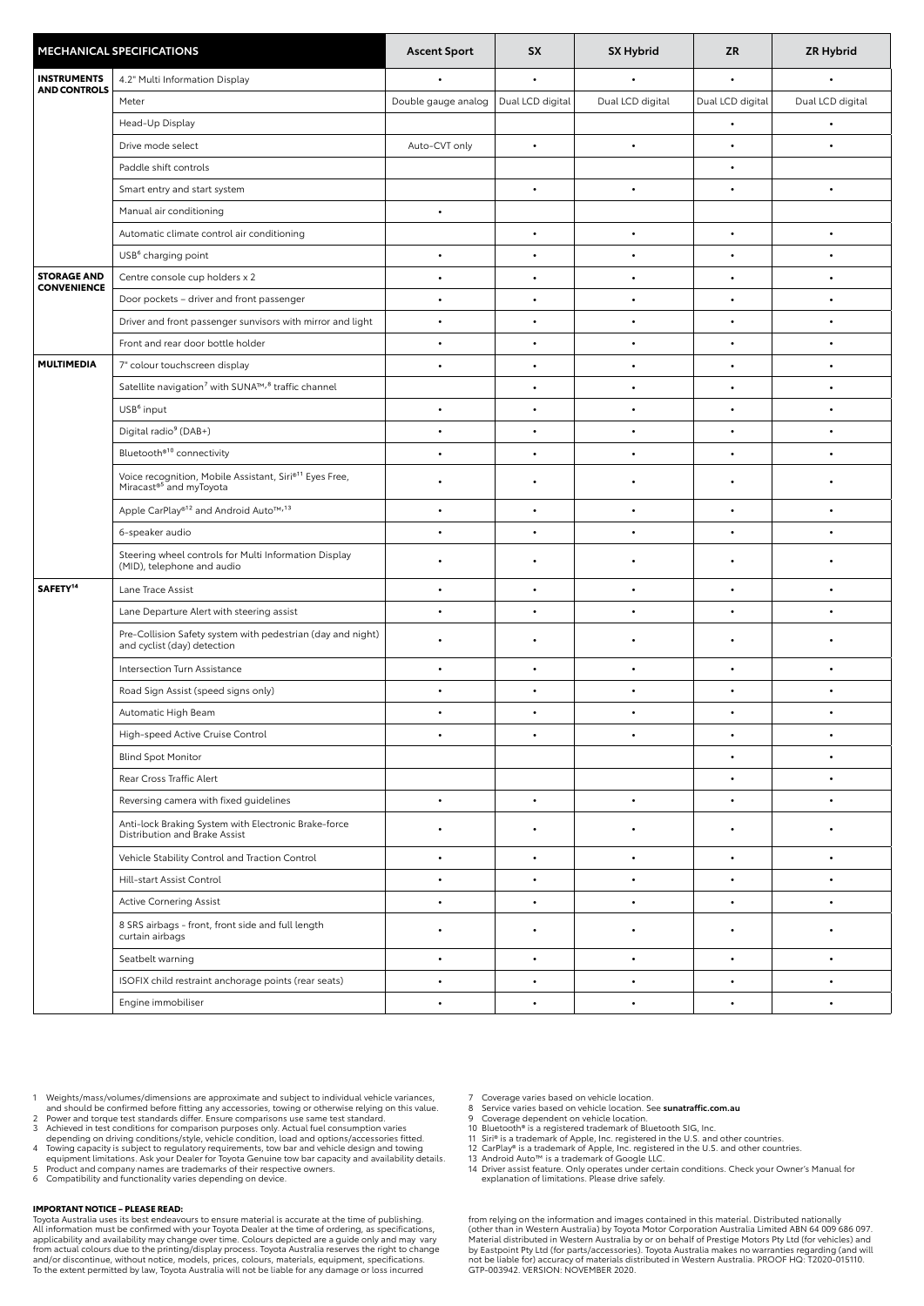| MECHANICAL SPECIFICATIONS | | Ascent Sport | SX | SX Hybrid | ZR | ZR Hybrid |
|---|---|---|---|---|---|---|
| **INSTRUMENTS AND CONTROLS** | 4.2" Multi Information Display | • | • | • | • | • |
| | Meter | Double gauge analog | Dual LCD digital | Dual LCD digital | Dual LCD digital | Dual LCD digital |
| | Head-Up Display | | | | • | • |
| | Drive mode select | Auto-CVT only | • | • | • | • |
| | Paddle shift controls | | | | • | |
| | Smart entry and start system | | • | • | • | • |
| | Manual air conditioning | • | | | | |
| | Automatic climate control air conditioning | | • | • | • | • |
| | USB[6] charging point | • | • | • | • | • |
| **STORAGE AND CONVENIENCE** | Centre console cup holders x 2 | • | • | • | • | • |
| | Door pockets – driver and front passenger | • | • | • | • | • |
| | Driver and front passenger sunvisors with mirror and light | • | • | • | • | • |
| | Front and rear door bottle holder | • | • | • | • | • |
| **MULTIMEDIA** | 7" colour touchscreen display | • | • | • | • | • |
| | Satellite navigation[7] with SUNA™,[8] traffic channel | | • | • | • | • |
| | USB[6] input | • | • | • | • | • |
| | Digital radio[9] (DAB+) | • | • | • | • | • |
| | Bluetooth®[10] connectivity | • | • | • | • | • |
| | Voice recognition, Mobile Assistant, Siri®[11] Eyes Free, Miracast®[5] and myToyota | • | • | • | • | • |
| | Apple CarPlay®[12] and Android Auto™,[13] | • | • | • | • | • |
| | 6-speaker audio | • | • | • | • | • |
| | Steering wheel controls for Multi Information Display (MID), telephone and audio | • | • | • | • | • |
| **SAFETY[14]** | Lane Trace Assist | • | • | • | • | • |
| | Lane Departure Alert with steering assist | • | • | • | • | • |
| | Pre-Collision Safety system with pedestrian (day and night) and cyclist (day) detection | • | • | • | • | • |
| | Intersection Turn Assistance | • | • | • | • | • |
| | Road Sign Assist (speed signs only) | • | • | • | • | • |
| | Automatic High Beam | • | • | • | • | • |
| | High-speed Active Cruise Control | • | • | • | • | • |
| | Blind Spot Monitor | | | | • | • |
| | Rear Cross Traffic Alert | | | | • | • |
| | Reversing camera with fixed guidelines | • | • | • | • | • |
| | Anti-lock Braking System with Electronic Brake-force Distribution and Brake Assist | • | • | • | • | • |
| | Vehicle Stability Control and Traction Control | • | • | • | • | • |
| | Hill-start Assist Control | • | • | • | • | • |
| | Active Cornering Assist | • | • | • | • | • |
| | 8 SRS airbags – front, front side and full length curtain airbags | • | • | • | • | • |
| | Seatbelt warning | • | • | • | • | • |
| | ISOFIX child restraint anchorage points (rear seats) | • | • | • | • | • |
| | Engine immobiliser | • | • | • | • | • |

1 Weights/mass/volumes/dimensions are approximate and subject to individual vehicle variances, and should be confirmed before fitting any accessories, towing or otherwise relying on this value.
2 Power and torque test standards differ. Ensure comparisons use same test standard.
3 Achieved in test conditions for comparison purposes only. Actual fuel consumption varies depending on driving conditions/style, vehicle condition, load and options/accessories fitted.
4 Towing capacity is subject to regulatory requirements, tow bar and vehicle design and towing equipment limitations. Ask your Dealer for Toyota Genuine tow bar capacity and availability details.
5 Product and company names are trademarks of their respective owners.
6 Compatibility and functionality varies depending on device.
7 Coverage varies based on vehicle location.
8 Service varies based on vehicle location. See **sunatraffic.com.au**
9 Coverage dependent on vehicle location.
10 Bluetooth® is a registered trademark of Bluetooth SIG, Inc.
11 Siri® is a trademark of Apple, Inc. registered in the U.S. and other countries.
12 CarPlay® is a trademark of Apple, Inc. registered in the U.S. and other countries.
13 Android Auto™ is a trademark of Google LLC.
14 Driver assist feature. Only operates under certain conditions. Check your Owner's Manual for explanation of limitations. Please drive safely.

**IMPORTANT NOTICE – PLEASE READ:**
Toyota Australia uses its best endeavours to ensure material is accurate at the time of publishing. All information must be confirmed with your Toyota Dealer at the time of ordering, as specifications, applicability and availability may change over time. Colours depicted are a guide only and may vary from actual colours due to the printing/display process. Toyota Australia reserves the right to change and/or discontinue, without notice, models, prices, colours, materials, equipment, specifications. To the extent permitted by law, Toyota Australia will not be liable for any damage or loss incurred from relying on the information and images contained in this material. Distributed nationally (other than in Western Australia) by Toyota Motor Corporation Australia Limited ABN 64 009 686 097. Material distributed in Western Australia by or on behalf of Prestige Motors Pty Ltd (for vehicles) and by Eastpoint Pty Ltd (for parts/accessories). Toyota Australia makes no warranties regarding (and will not be liable for) accuracy of materials distributed in Western Australia. PROOF HQ: T2020-015110. GTP-003942. VERSION: NOVEMBER 2020.